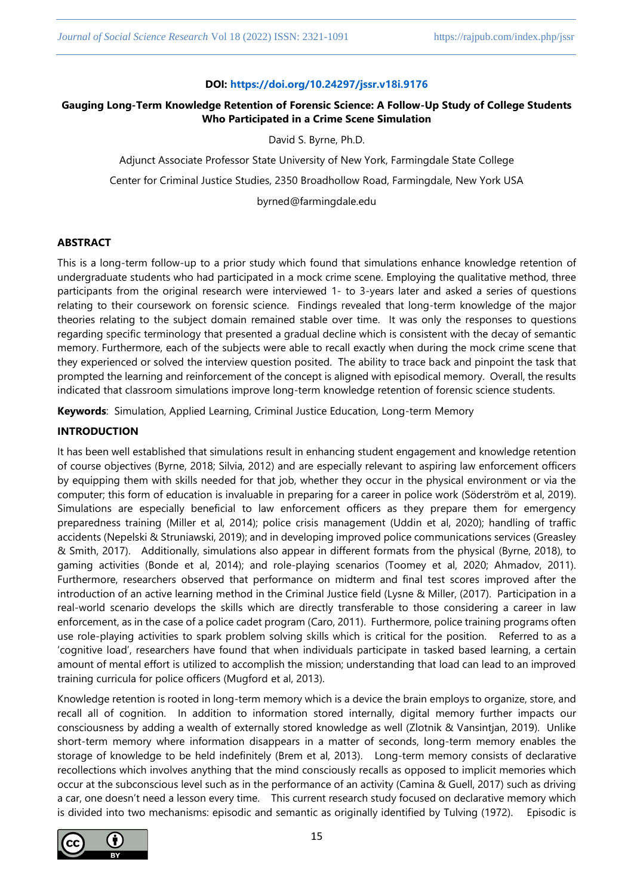**DOI: https://doi.org/10.24297/jssr.v18i.9176**

# Gauging Long-Term Knowledge Retention of Forensic Science: A Follow-Up Study of College Students Who Participated in a Crime Scene Simulation

David S. Byrne, Ph.D.

Adjunct Associate Professor State University of New York, Farmingdale State College

Center for Criminal Justice Studies, 2350 Broadhollow Road, Farmingdale, New York USA

byrned@farmingdale.edu

## ABSTRACT

This is a long-term follow-up to a prior study which found that simulations enhance knowledge retention of undergraduate students who had participated in a mock crime scene. Employing the qualitative method, three participants from the original research were interviewed 1- to 3-years later and asked a series of questions relating to their coursework on forensic science. Findings revealed that long-term knowledge of the major theories relating to the subject domain remained stable over time. It was only the responses to questions regarding specific terminology that presented a gradual decline which is consistent with the decay of semantic memory. Furthermore, each of the subjects were able to recall exactly when during the mock crime scene that they experienced or solved the interview question posited. The ability to trace back and pinpoint the task that prompted the learning and reinforcement of the concept is aligned with episodical memory. Overall, the results indicated that classroom simulations improve long-term knowledge retention of forensic science students.

**Keywords**: Simulation, Applied Learning, Criminal Justice Education, Long-term Memory

## INTRODUCTION

It has been well established that simulations result in enhancing student engagement and knowledge retention of course objectives (Byrne, 2018; Silvia, 2012) and are especially relevant to aspiring law enforcement officers by equipping them with skills needed for that job, whether they occur in the physical environment or via the computer; this form of education is invaluable in preparing for a career in police work (Söderström et al, 2019). Simulations are especially beneficial to law enforcement officers as they prepare them for emergency preparedness training (Miller et al, 2014); police crisis management (Uddin et al, 2020); handling of traffic accidents (Nepelski & Struniawski, 2019); and in developing improved police communications services (Greasley & Smith, 2017). Additionally, simulations also appear in different formats from the physical (Byrne, 2018), to gaming activities (Bonde et al, 2014); and role-playing scenarios (Toomey et al, 2020; Ahmadov, 2011). Furthermore, researchers observed that performance on midterm and final test scores improved after the introduction of an active learning method in the Criminal Justice field (Lysne & Miller, (2017). Participation in a real-world scenario develops the skills which are directly transferable to those considering a career in law enforcement, as in the case of a police cadet program (Caro, 2011). Furthermore, police training programs often use role-playing activities to spark problem solving skills which is critical for the position. Referred to as a 'cognitive load', researchers have found that when individuals participate in tasked based learning, a certain amount of mental effort is utilized to accomplish the mission; understanding that load can lead to an improved training curricula for police officers (Mugford et al, 2013).

Knowledge retention is rooted in long-term memory which is a device the brain employs to organize, store, and recall all of cognition. In addition to information stored internally, digital memory further impacts our consciousness by adding a wealth of externally stored knowledge as well (Zlotnik & Vansintjan, 2019). Unlike short-term memory where information disappears in a matter of seconds, long-term memory enables the storage of knowledge to be held indefinitely (Brem et al, 2013). Long-term memory consists of declarative recollections which involves anything that the mind consciously recalls as opposed to implicit memories which occur at the subconscious level such as in the performance of an activity (Camina & Guell, 2017) such as driving a car, one doesn't need a lesson every time. This current research study focused on declarative memory which is divided into two mechanisms: episodic and semantic as originally identified by Tulving (1972). Episodic is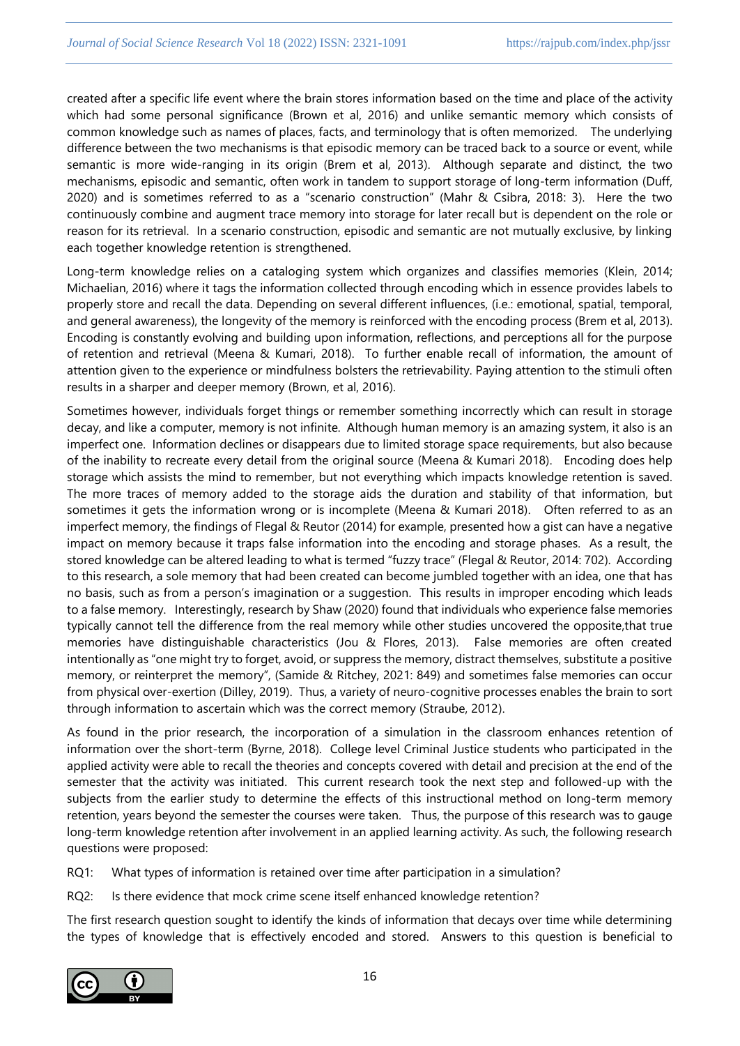created after a specific life event where the brain stores information based on the time and place of the activity which had some personal significance (Brown et al, 2016) and unlike semantic memory which consists of common knowledge such as names of places, facts, and terminology that is often memorized. The underlying difference between the two mechanisms is that episodic memory can be traced back to a source or event, while semantic is more wide-ranging in its origin (Brem et al, 2013). Although separate and distinct, the two mechanisms, episodic and semantic, often work in tandem to support storage of long-term information (Duff, 2020) and is sometimes referred to as a "scenario construction" (Mahr & Csibra, 2018: 3). Here the two continuously combine and augment trace memory into storage for later recall but is dependent on the role or reason for its retrieval. In a scenario construction, episodic and semantic are not mutually exclusive, by linking each together knowledge retention is strengthened.

Long-term knowledge relies on a cataloging system which organizes and classifies memories (Klein, 2014; Michaelian, 2016) where it tags the information collected through encoding which in essence provides labels to properly store and recall the data. Depending on several different influences, (i.e.: emotional, spatial, temporal, and general awareness), the longevity of the memory is reinforced with the encoding process (Brem et al, 2013). Encoding is constantly evolving and building upon information, reflections, and perceptions all for the purpose of retention and retrieval (Meena & Kumari, 2018). To further enable recall of information, the amount of attention given to the experience or mindfulness bolsters the retrievability. Paying attention to the stimuli often results in a sharper and deeper memory (Brown, et al, 2016).

Sometimes however, individuals forget things or remember something incorrectly which can result in storage decay, and like a computer, memory is not infinite. Although human memory is an amazing system, it also is an imperfect one. Information declines or disappears due to limited storage space requirements, but also because of the inability to recreate every detail from the original source (Meena & Kumari 2018). Encoding does help storage which assists the mind to remember, but not everything which impacts knowledge retention is saved. The more traces of memory added to the storage aids the duration and stability of that information, but sometimes it gets the information wrong or is incomplete (Meena & Kumari 2018). Often referred to as an imperfect memory, the findings of Flegal & Reutor (2014) for example, presented how a gist can have a negative impact on memory because it traps false information into the encoding and storage phases. As a result, the stored knowledge can be altered leading to what is termed "fuzzy trace" (Flegal & Reutor, 2014: 702). According to this research, a sole memory that had been created can become jumbled together with an idea, one that has no basis, such as from a person's imagination or a suggestion. This results in improper encoding which leads to a false memory. Interestingly, research by Shaw (2020) found that individuals who experience false memories typically cannot tell the difference from the real memory while other studies uncovered the opposite,that true memories have distinguishable characteristics (Jou & Flores, 2013). False memories are often created intentionally as "one might try to forget, avoid, or suppress the memory, distract themselves, substitute a positive memory, or reinterpret the memory", (Samide & Ritchey, 2021: 849) and sometimes false memories can occur from physical over-exertion (Dilley, 2019). Thus, a variety of neuro-cognitive processes enables the brain to sort through information to ascertain which was the correct memory (Straube, 2012).

As found in the prior research, the incorporation of a simulation in the classroom enhances retention of information over the short-term (Byrne, 2018). College level Criminal Justice students who participated in the applied activity were able to recall the theories and concepts covered with detail and precision at the end of the semester that the activity was initiated. This current research took the next step and followed-up with the subjects from the earlier study to determine the effects of this instructional method on long-term memory retention, years beyond the semester the courses were taken. Thus, the purpose of this research was to gauge long-term knowledge retention after involvement in an applied learning activity. As such, the following research questions were proposed:

RQ1: What types of information is retained over time after participation in a simulation?

RQ2: Is there evidence that mock crime scene itself enhanced knowledge retention?

The first research question sought to identify the kinds of information that decays over time while determining the types of knowledge that is effectively encoded and stored. Answers to this question is beneficial to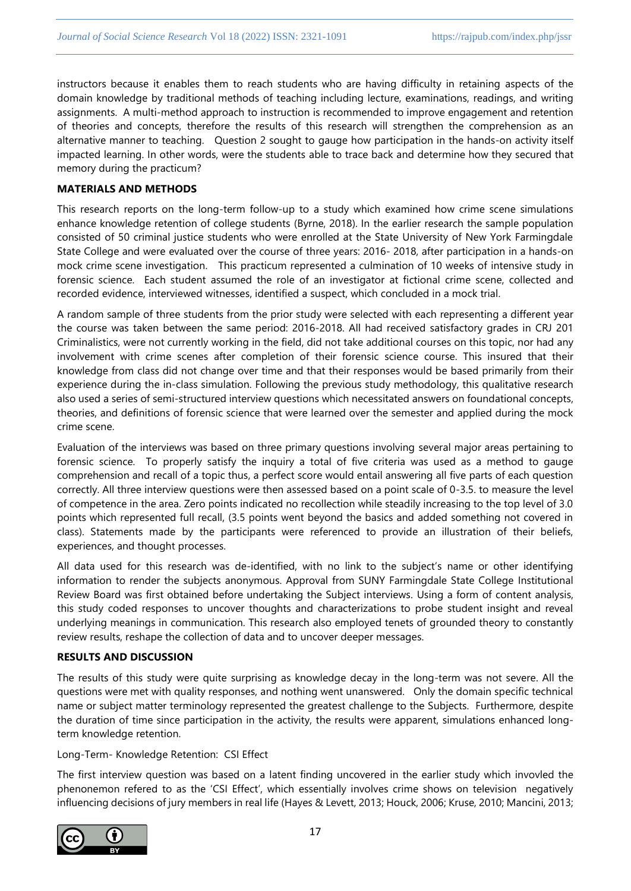instructors because it enables them to reach students who are having difficulty in retaining aspects of the domain knowledge by traditional methods of teaching including lecture, examinations, readings, and writing assignments. A multi-method approach to instruction is recommended to improve engagement and retention of theories and concepts, therefore the results of this research will strengthen the comprehension as an alternative manner to teaching. Question 2 sought to gauge how participation in the hands-on activity itself impacted learning. In other words, were the students able to trace back and determine how they secured that memory during the practicum?

**MATERIALS AND METHODS**

This research reports on the long-term follow-up to a study which examined how crime scene simulations enhance knowledge retention of college students (Byrne, 2018). In the earlier research the sample population consisted of 50 criminal justice students who were enrolled at the State University of New York Farmingdale State College and were evaluated over the course of three years: 2016- 2018, after participation in a hands-on mock crime scene investigation. This practicum represented a culmination of 10 weeks of intensive study in forensic science. Each student assumed the role of an investigator at fictional crime scene, collected and recorded evidence, interviewed witnesses, identified a suspect, which concluded in a mock trial.

A random sample of three students from the prior study were selected with each representing a different year the course was taken between the same period: 2016-2018. All had received satisfactory grades in CRJ 201 Criminalistics, were not currently working in the field, did not take additional courses on this topic, nor had any involvement with crime scenes after completion of their forensic science course. This insured that their knowledge from class did not change over time and that their responses would be based primarily from their experience during the in-class simulation. Following the previous study methodology, this qualitative research also used a series of semi-structured interview questions which necessitated answers on foundational concepts, theories, and definitions of forensic science that were learned over the semester and applied during the mock crime scene.

Evaluation of the interviews was based on three primary questions involving several major areas pertaining to forensic science. To properly satisfy the inquiry a total of five criteria was used as a method to gauge comprehension and recall of a topic thus, a perfect score would entail answering all five parts of each question correctly. All three interview questions were then assessed based on a point scale of 0-3.5. to measure the level of competence in the area. Zero points indicated no recollection while steadily increasing to the top level of 3.0 points which represented full recall, (3.5 points went beyond the basics and added something not covered in class). Statements made by the participants were referenced to provide an illustration of their beliefs, experiences, and thought processes.

All data used for this research was de-identified, with no link to the subject's name or other identifying information to render the subjects anonymous. Approval from SUNY Farmingdale State College Institutional Review Board was first obtained before undertaking the Subject interviews. Using a form of content analysis, this study coded responses to uncover thoughts and characterizations to probe student insight and reveal underlying meanings in communication. This research also employed tenets of grounded theory to constantly review results, reshape the collection of data and to uncover deeper messages.

**RESULTS AND DISCUSSION**

The results of this study were quite surprising as knowledge decay in the long-term was not severe. All the questions were met with quality responses, and nothing went unanswered. Only the domain specific technical name or subject matter terminology represented the greatest challenge to the Subjects. Furthermore, despite the duration of time since participation in the activity, the results were apparent, simulations enhanced long-term knowledge retention.

Long-Term- Knowledge Retention: CSI Effect

The first interview question was based on a latent finding uncovered in the earlier study which invovled the phenonemon refered to as the 'CSI Effect', which essentially involves crime shows on television negatively influencing decisions of jury members in real life (Hayes & Levett, 2013; Houck, 2006; Kruse, 2010; Mancini, 2013;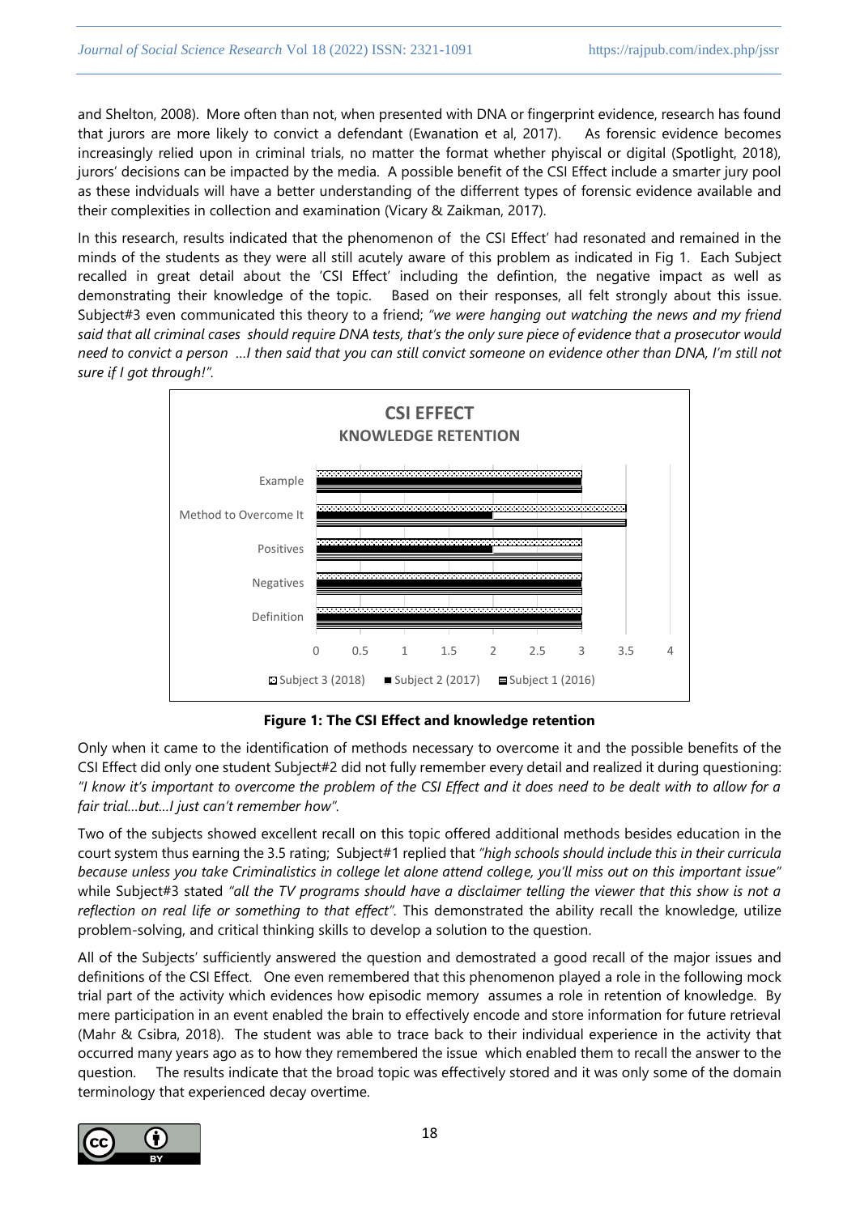and Shelton, 2008). More often than not, when presented with DNA or fingerprint evidence, research has found that jurors are more likely to convict a defendant (Ewanation et al, 2017). As forensic evidence becomes increasingly relied upon in criminal trials, no matter the format whether phyiscal or digital (Spotlight, 2018), jurors' decisions can be impacted by the media. A possible benefit of the CSI Effect include a smarter jury pool as these indviduals will have a better understanding of the differrent types of forensic evidence available and their complexities in collection and examination (Vicary & Zaikman, 2017).

In this research, results indicated that the phenomenon of the CSI Effect' had resonated and remained in the minds of the students as they were all still acutely aware of this problem as indicated in Fig 1. Each Subject recalled in great detail about the 'CSI Effect' including the defintion, the negative impact as well as demonstrating their knowledge of the topic. Based on their responses, all felt strongly about this issue. Subject#3 even communicated this theory to a friend; *"we were hanging out watching the news and my friend said that all criminal cases should require DNA tests, that's the only sure piece of evidence that a prosecutor would need to convict a person ...I then said that you can still convict someone on evidence other than DNA, I'm still not sure if I got through!".*

CSI EFFECT
KNOWLEDGE RETENTION

Example
Method to Overcome It
Positives
Negatives
Definition

0 0.5 1 1.5 2 2.5 3 3.5 4

Subject 3 (2018) Subject 2 (2017) Subject 1 (2016)

**Figure 1: The CSI Effect and knowledge retention**

Only when it came to the identification of methods necessary to overcome it and the possible benefits of the CSI Effect did only one student Subject#2 did not fully remember every detail and realized it during questioning: *"I know it's important to overcome the problem of the CSI Effect and it does need to be dealt with to allow for a fair trial...but...I just can't remember how".*

Two of the subjects showed excellent recall on this topic offered additional methods besides education in the court system thus earning the 3.5 rating; Subject#1 replied that *"high schools should include this in their curricula because unless you take Criminalistics in college let alone attend college, you'll miss out on this important issue"* while Subject#3 stated *"all the TV programs should have a disclaimer telling the viewer that this show is not a reflection on real life or something to that effect".* This demonstrated the ability recall the knowledge, utilize problem-solving, and critical thinking skills to develop a solution to the question.

All of the Subjects' sufficiently answered the question and demostrated a good recall of the major issues and definitions of the CSI Effect. One even remembered that this phenomenon played a role in the following mock trial part of the activity which evidences how episodic memory assumes a role in retention of knowledge. By mere participation in an event enabled the brain to effectively encode and store information for future retrieval (Mahr & Csibra, 2018). The student was able to trace back to their individual experience in the activity that occurred many years ago as to how they remembered the issue which enabled them to recall the answer to the question. The results indicate that the broad topic was effectively stored and it was only some of the domain terminology that experienced decay overtime.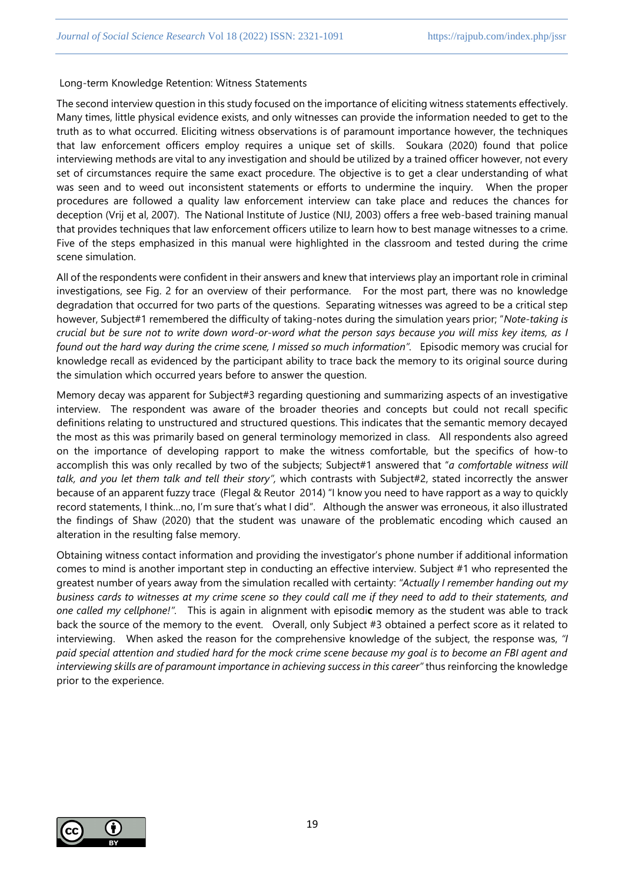## Long-term Knowledge Retention: Witness Statements

The second interview question in this study focused on the importance of eliciting witness statements effectively. Many times, little physical evidence exists, and only witnesses can provide the information needed to get to the truth as to what occurred. Eliciting witness observations is of paramount importance however, the techniques that law enforcement officers employ requires a unique set of skills. Soukara (2020) found that police interviewing methods are vital to any investigation and should be utilized by a trained officer however, not every set of circumstances require the same exact procedure. The objective is to get a clear understanding of what was seen and to weed out inconsistent statements or efforts to undermine the inquiry. When the proper procedures are followed a quality law enforcement interview can take place and reduces the chances for deception (Vrij et al, 2007). The National Institute of Justice (NIJ, 2003) offers a free web-based training manual that provides techniques that law enforcement officers utilize to learn how to best manage witnesses to a crime. Five of the steps emphasized in this manual were highlighted in the classroom and tested during the crime scene simulation.

All of the respondents were confident in their answers and knew that interviews play an important role in criminal investigations, see Fig. 2 for an overview of their performance. For the most part, there was no knowledge degradation that occurred for two parts of the questions. Separating witnesses was agreed to be a critical step however, Subject#1 remembered the difficulty of taking-notes during the simulation years prior; "*Note-taking is crucial but be sure not to write down word-or-word what the person says because you will miss key items, as I found out the hard way during the crime scene, I missed so much information".* Episodic memory was crucial for knowledge recall as evidenced by the participant ability to trace back the memory to its original source during the simulation which occurred years before to answer the question.

Memory decay was apparent for Subject#3 regarding questioning and summarizing aspects of an investigative interview. The respondent was aware of the broader theories and concepts but could not recall specific definitions relating to unstructured and structured questions. This indicates that the semantic memory decayed the most as this was primarily based on general terminology memorized in class. All respondents also agreed on the importance of developing rapport to make the witness comfortable, but the specifics of how-to accomplish this was only recalled by two of the subjects; Subject#1 answered that "*a comfortable witness will talk, and you let them talk and tell their story",* which contrasts with Subject#2, stated incorrectly the answer because of an apparent fuzzy trace (Flegal & Reutor 2014) "I know you need to have rapport as a way to quickly record statements, I think...no, I'm sure that's what I did". Although the answer was erroneous, it also illustrated the findings of Shaw (2020) that the student was unaware of the problematic encoding which caused an alteration in the resulting false memory.

Obtaining witness contact information and providing the investigator's phone number if additional information comes to mind is another important step in conducting an effective interview. Subject #1 who represented the greatest number of years away from the simulation recalled with certainty: *"Actually I remember handing out my business cards to witnesses at my crime scene so they could call me if they need to add to their statements, and one called my cellphone!".* This is again in alignment with episodi**c** memory as the student was able to track back the source of the memory to the event. Overall, only Subject #3 obtained a perfect score as it related to interviewing. When asked the reason for the comprehensive knowledge of the subject, the response was, *"I paid special attention and studied hard for the mock crime scene because my goal is to become an FBI agent and interviewing skills are of paramount importance in achieving success in this career"* thus reinforcing the knowledge prior to the experience.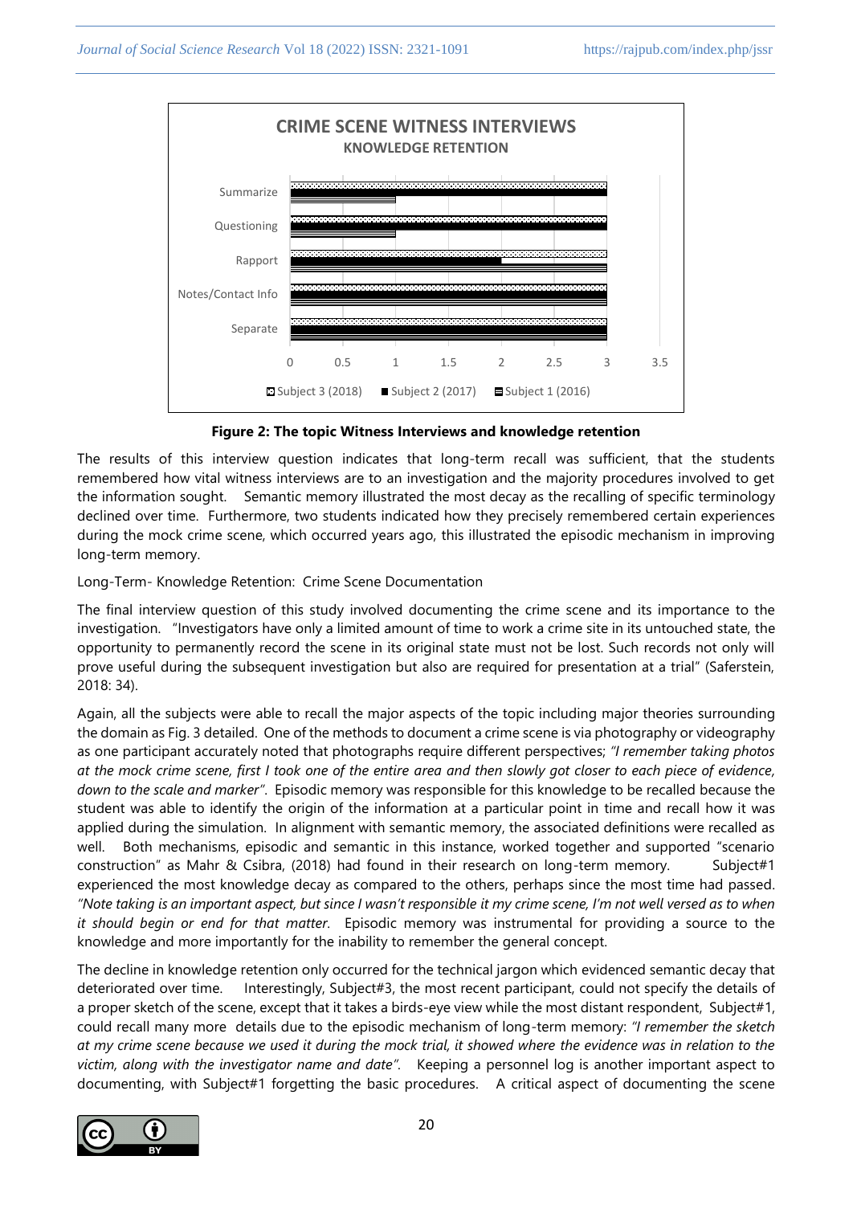CRIME SCENE WITNESS INTERVIEWS

KNOWLEDGE RETENTION

Summarize

Questioning

Rapport

Notes/Contact Info

Separate

0 0.5 1 1.5 2 2.5 3 3.5

Subject 3 (2018) Subject 2 (2017) Subject 1 (2016)

**Figure 2: The topic Witness Interviews and knowledge retention**

The results of this interview question indicates that long-term recall was sufficient, that the students remembered how vital witness interviews are to an investigation and the majority procedures involved to get the information sought. Semantic memory illustrated the most decay as the recalling of specific terminology declined over time. Furthermore, two students indicated how they precisely remembered certain experiences during the mock crime scene, which occurred years ago, this illustrated the episodic mechanism in improving long-term memory.

Long-Term- Knowledge Retention: Crime Scene Documentation

The final interview question of this study involved documenting the crime scene and its importance to the investigation. "Investigators have only a limited amount of time to work a crime site in its untouched state, the opportunity to permanently record the scene in its original state must not be lost. Such records not only will prove useful during the subsequent investigation but also are required for presentation at a trial" (Saferstein, 2018: 34).

Again, all the subjects were able to recall the major aspects of the topic including major theories surrounding the domain as Fig. 3 detailed. One of the methods to document a crime scene is via photography or videography as one participant accurately noted that photographs require different perspectives; *"I remember taking photos at the mock crime scene, first I took one of the entire area and then slowly got closer to each piece of evidence, down to the scale and marker"*. Episodic memory was responsible for this knowledge to be recalled because the student was able to identify the origin of the information at a particular point in time and recall how it was applied during the simulation. In alignment with semantic memory, the associated definitions were recalled as well. Both mechanisms, episodic and semantic in this instance, worked together and supported "scenario construction" as Mahr & Csibra, (2018) had found in their research on long-term memory. Subject#1 experienced the most knowledge decay as compared to the others, perhaps since the most time had passed. *"Note taking is an important aspect, but since I wasn't responsible it my crime scene, I'm not well versed as to when it should begin or end for that matter*. Episodic memory was instrumental for providing a source to the knowledge and more importantly for the inability to remember the general concept.

The decline in knowledge retention only occurred for the technical jargon which evidenced semantic decay that deteriorated over time. Interestingly, Subject#3, the most recent participant, could not specify the details of a proper sketch of the scene, except that it takes a birds-eye view while the most distant respondent, Subject#1, could recall many more details due to the episodic mechanism of long-term memory: *"I remember the sketch at my crime scene because we used it during the mock trial, it showed where the evidence was in relation to the victim, along with the investigator name and date"*. Keeping a personnel log is another important aspect to documenting, with Subject#1 forgetting the basic procedures. A critical aspect of documenting the scene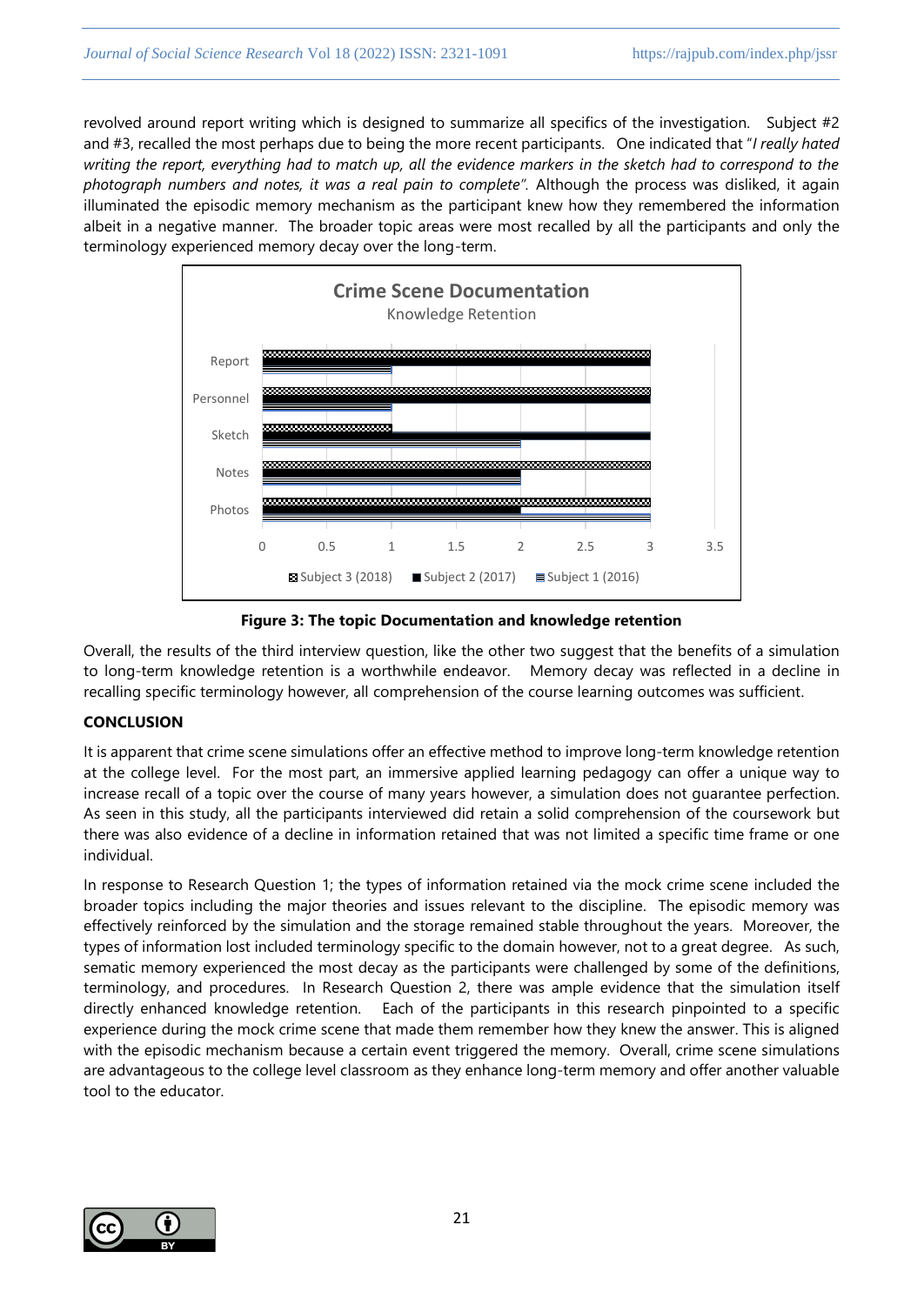revolved around report writing which is designed to summarize all specifics of the investigation. Subject #2 and #3, recalled the most perhaps due to being the more recent participants. One indicated that "*I really hated writing the report, everything had to match up, all the evidence markers in the sketch had to correspond to the photograph numbers and notes, it was a real pain to complete*". Although the process was disliked, it again illuminated the episodic memory mechanism as the participant knew how they remembered the information albeit in a negative manner. The broader topic areas were most recalled by all the participants and only the terminology experienced memory decay over the long-term.

Crime Scene Documentation

Knowledge Retention

Report

Personnel

Sketch

Notes

Photos

0 0.5 1 1.5 2 2.5 3 3.5

Subject 3 (2018) Subject 2 (2017) Subject 1 (2016)

**Figure 3: The topic Documentation and knowledge retention**

Overall, the results of the third interview question, like the other two suggest that the benefits of a simulation to long-term knowledge retention is a worthwhile endeavor. Memory decay was reflected in a decline in recalling specific terminology however, all comprehension of the course learning outcomes was sufficient.

## CONCLUSION

It is apparent that crime scene simulations offer an effective method to improve long-term knowledge retention at the college level. For the most part, an immersive applied learning pedagogy can offer a unique way to increase recall of a topic over the course of many years however, a simulation does not guarantee perfection. As seen in this study, all the participants interviewed did retain a solid comprehension of the coursework but there was also evidence of a decline in information retained that was not limited a specific time frame or one individual.

In response to Research Question 1; the types of information retained via the mock crime scene included the broader topics including the major theories and issues relevant to the discipline. The episodic memory was effectively reinforced by the simulation and the storage remained stable throughout the years. Moreover, the types of information lost included terminology specific to the domain however, not to a great degree. As such, sematic memory experienced the most decay as the participants were challenged by some of the definitions, terminology, and procedures. In Research Question 2, there was ample evidence that the simulation itself directly enhanced knowledge retention. Each of the participants in this research pinpointed to a specific experience during the mock crime scene that made them remember how they knew the answer. This is aligned with the episodic mechanism because a certain event triggered the memory. Overall, crime scene simulations are advantageous to the college level classroom as they enhance long-term memory and offer another valuable tool to the educator.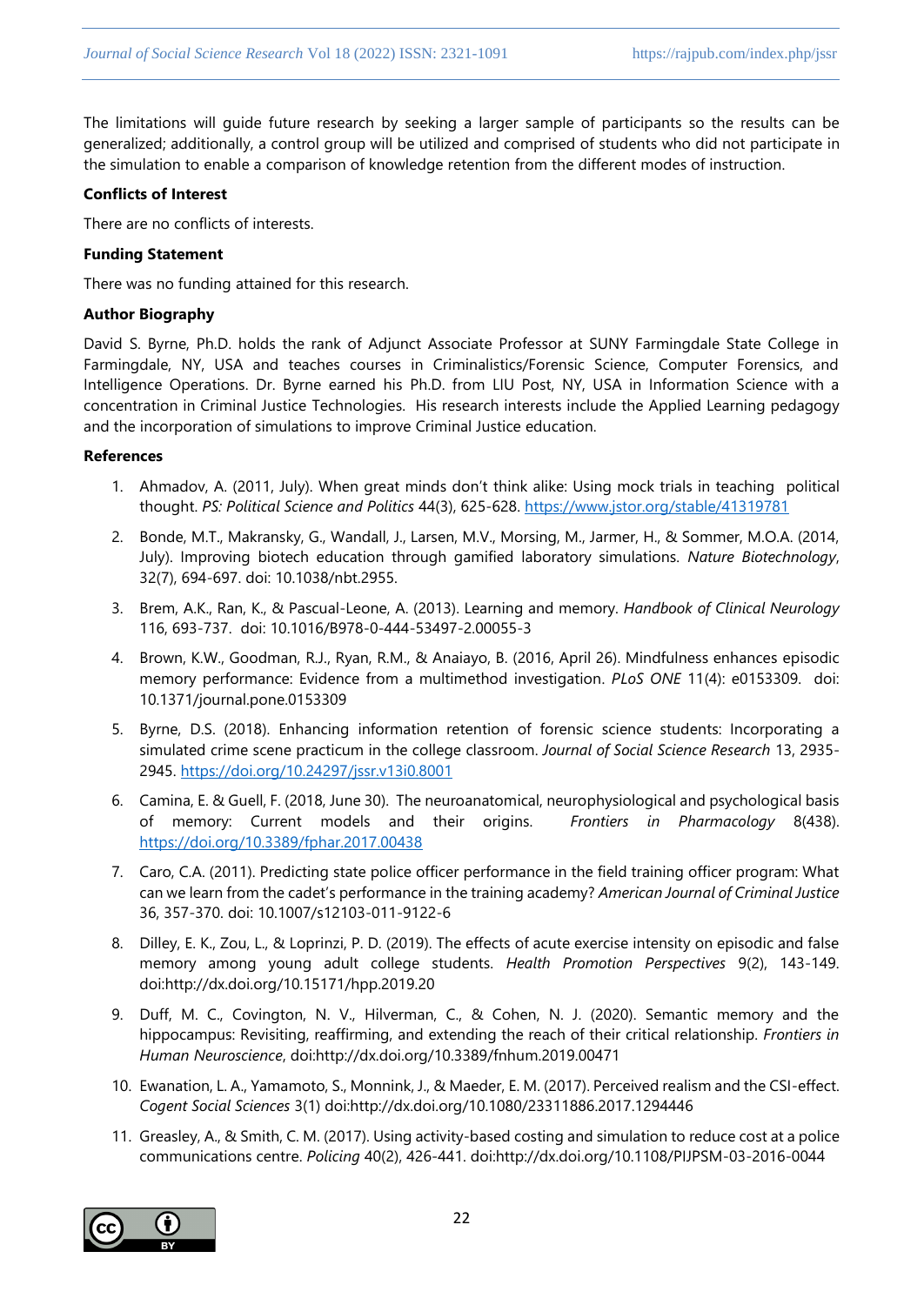The limitations will guide future research by seeking a larger sample of participants so the results can be generalized; additionally, a control group will be utilized and comprised of students who did not participate in the simulation to enable a comparison of knowledge retention from the different modes of instruction.

**Conflicts of Interest**

There are no conflicts of interests.

**Funding Statement**

There was no funding attained for this research.

**Author Biography**

David S. Byrne, Ph.D. holds the rank of Adjunct Associate Professor at SUNY Farmingdale State College in Farmingdale, NY, USA and teaches courses in Criminalistics/Forensic Science, Computer Forensics, and Intelligence Operations. Dr. Byrne earned his Ph.D. from LIU Post, NY, USA in Information Science with a concentration in Criminal Justice Technologies. His research interests include the Applied Learning pedagogy and the incorporation of simulations to improve Criminal Justice education.

**References**

1. Ahmadov, A. (2011, July). When great minds don't think alike: Using mock trials in teaching political thought. *PS: Political Science and Politics* 44(3), 625-628. https://www.jstor.org/stable/41319781
2. Bonde, M.T., Makransky, G., Wandall, J., Larsen, M.V., Morsing, M., Jarmer, H., & Sommer, M.O.A. (2014, July). Improving biotech education through gamified laboratory simulations. *Nature Biotechnology*, 32(7), 694-697. doi: 10.1038/nbt.2955.
3. Brem, A.K., Ran, K., & Pascual-Leone, A. (2013). Learning and memory. *Handbook of Clinical Neurology* 116, 693-737. doi: 10.1016/B978-0-444-53497-2.00055-3
4. Brown, K.W., Goodman, R.J., Ryan, R.M., & Anaiayo, B. (2016, April 26). Mindfulness enhances episodic memory performance: Evidence from a multimethod investigation. *PLoS ONE* 11(4): e0153309. doi: 10.1371/journal.pone.0153309
5. Byrne, D.S. (2018). Enhancing information retention of forensic science students: Incorporating a simulated crime scene practicum in the college classroom. *Journal of Social Science Research* 13, 2935-2945. https://doi.org/10.24297/jssr.v13i0.8001
6. Camina, E. & Guell, F. (2018, June 30). The neuroanatomical, neurophysiological and psychological basis of memory: Current models and their origins. *Frontiers in Pharmacology* 8(438). https://doi.org/10.3389/fphar.2017.00438
7. Caro, C.A. (2011). Predicting state police officer performance in the field training officer program: What can we learn from the cadet's performance in the training academy? *American Journal of Criminal Justice* 36, 357-370. doi: 10.1007/s12103-011-9122-6
8. Dilley, E. K., Zou, L., & Loprinzi, P. D. (2019). The effects of acute exercise intensity on episodic and false memory among young adult college students. *Health Promotion Perspectives* 9(2), 143-149. doi:http://dx.doi.org/10.15171/hpp.2019.20
9. Duff, M. C., Covington, N. V., Hilverman, C., & Cohen, N. J. (2020). Semantic memory and the hippocampus: Revisiting, reaffirming, and extending the reach of their critical relationship. *Frontiers in Human Neuroscience*, doi:http://dx.doi.org/10.3389/fnhum.2019.00471
10. Ewanation, L. A., Yamamoto, S., Monnink, J., & Maeder, E. M. (2017). Perceived realism and the CSI-effect. *Cogent Social Sciences* 3(1) doi:http://dx.doi.org/10.1080/23311886.2017.1294446
11. Greasley, A., & Smith, C. M. (2017). Using activity-based costing and simulation to reduce cost at a police communications centre. *Policing* 40(2), 426-441. doi:http://dx.doi.org/10.1108/PIJPSM-03-2016-0044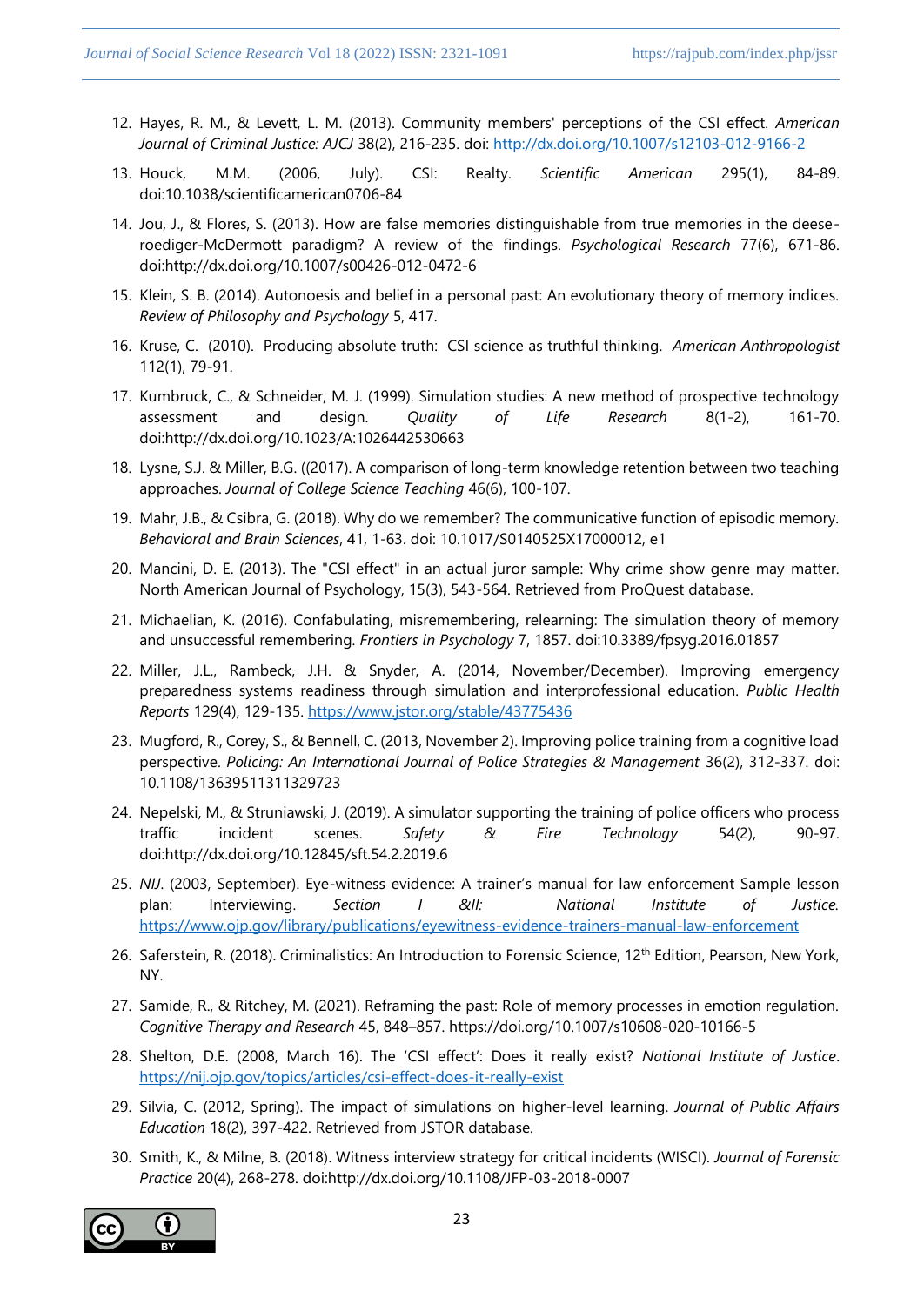12. Hayes, R. M., & Levett, L. M. (2013). Community members' perceptions of the CSI effect. *American Journal of Criminal Justice: AJCJ* 38(2), 216-235. doi: http://dx.doi.org/10.1007/s12103-012-9166-2

13. Houck, M.M. (2006, July). CSI: Realty. *Scientific American* 295(1), 84-89. doi:10.1038/scientificamerican0706-84

14. Jou, J., & Flores, S. (2013). How are false memories distinguishable from true memories in the deese-roediger-McDermott paradigm? A review of the findings. *Psychological Research* 77(6), 671-86. doi:http://dx.doi.org/10.1007/s00426-012-0472-6

15. Klein, S. B. (2014). Autonoesis and belief in a personal past: An evolutionary theory of memory indices. *Review of Philosophy and Psychology* 5, 417.

16. Kruse, C. (2010). Producing absolute truth: CSI science as truthful thinking. *American Anthropologist* 112(1), 79-91.

17. Kumbruck, C., & Schneider, M. J. (1999). Simulation studies: A new method of prospective technology assessment and design. *Quality of Life Research* 8(1-2), 161-70. doi:http://dx.doi.org/10.1023/A:1026442530663

18. Lysne, S.J. & Miller, B.G. ((2017). A comparison of long-term knowledge retention between two teaching approaches. *Journal of College Science Teaching* 46(6), 100-107.

19. Mahr, J.B., & Csibra, G. (2018). Why do we remember? The communicative function of episodic memory. *Behavioral and Brain Sciences*, 41, 1-63. doi: 10.1017/S0140525X17000012, e1

20. Mancini, D. E. (2013). The "CSI effect" in an actual juror sample: Why crime show genre may matter. North American Journal of Psychology, 15(3), 543-564. Retrieved from ProQuest database.

21. Michaelian, K. (2016). Confabulating, misremembering, relearning: The simulation theory of memory and unsuccessful remembering. *Frontiers in Psychology* 7, 1857. doi:10.3389/fpsyg.2016.01857

22. Miller, J.L., Rambeck, J.H. & Snyder, A. (2014, November/December). Improving emergency preparedness systems readiness through simulation and interprofessional education. *Public Health Reports* 129(4), 129-135. https://www.jstor.org/stable/43775436

23. Mugford, R., Corey, S., & Bennell, C. (2013, November 2). Improving police training from a cognitive load perspective. *Policing: An International Journal of Police Strategies & Management* 36(2), 312-337. doi: 10.1108/13639511311329723

24. Nepelski, M., & Struniawski, J. (2019). A simulator supporting the training of police officers who process traffic incident scenes. *Safety & Fire Technology* 54(2), 90-97. doi:http://dx.doi.org/10.12845/sft.54.2.2019.6

25. *NIJ*. (2003, September). Eye-witness evidence: A trainer's manual for law enforcement Sample lesson plan: Interviewing. *Section I &II: National Institute of Justice.* https://www.ojp.gov/library/publications/eyewitness-evidence-trainers-manual-law-enforcement

26. Saferstein, R. (2018). Criminalistics: An Introduction to Forensic Science, 12th Edition, Pearson, New York, NY.

27. Samide, R., & Ritchey, M. (2021). Reframing the past: Role of memory processes in emotion regulation. *Cognitive Therapy and Research* 45, 848–857. https://doi.org/10.1007/s10608-020-10166-5

28. Shelton, D.E. (2008, March 16). The 'CSI effect': Does it really exist? *National Institute of Justice*. https://nij.ojp.gov/topics/articles/csi-effect-does-it-really-exist

29. Silvia, C. (2012, Spring). The impact of simulations on higher-level learning. *Journal of Public Affairs Education* 18(2), 397-422. Retrieved from JSTOR database.

30. Smith, K., & Milne, B. (2018). Witness interview strategy for critical incidents (WISCI). *Journal of Forensic Practice* 20(4), 268-278. doi:http://dx.doi.org/10.1108/JFP-03-2018-0007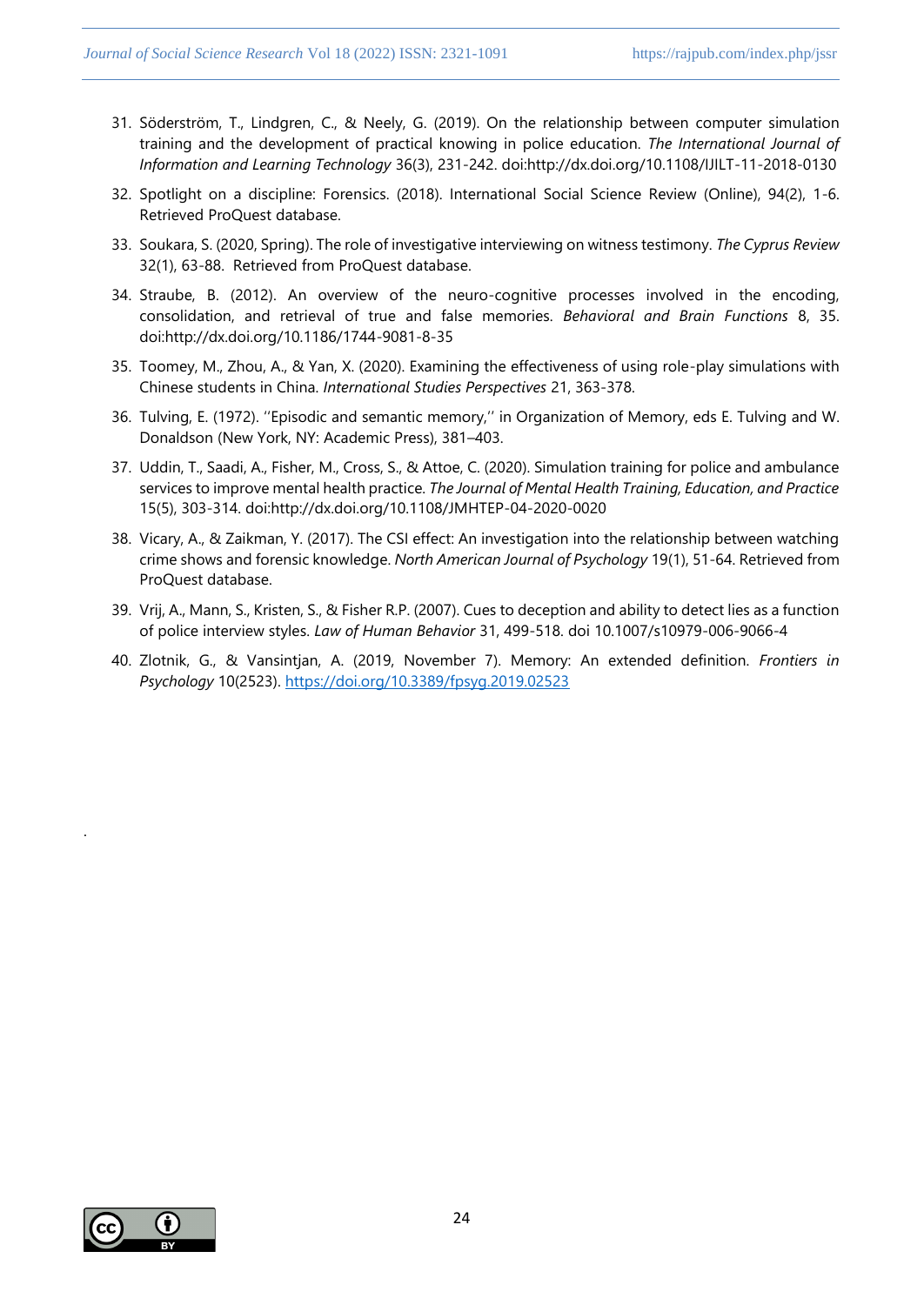31. Söderström, T., Lindgren, C., & Neely, G. (2019). On the relationship between computer simulation training and the development of practical knowing in police education. *The International Journal of Information and Learning Technology* 36(3), 231-242. doi:http://dx.doi.org/10.1108/IJILT-11-2018-0130

32. Spotlight on a discipline: Forensics. (2018). International Social Science Review (Online), 94(2), 1-6. Retrieved ProQuest database.

33. Soukara, S. (2020, Spring). The role of investigative interviewing on witness testimony. *The Cyprus Review* 32(1), 63-88. Retrieved from ProQuest database.

34. Straube, B. (2012). An overview of the neuro-cognitive processes involved in the encoding, consolidation, and retrieval of true and false memories. *Behavioral and Brain Functions* 8, 35. doi:http://dx.doi.org/10.1186/1744-9081-8-35

35. Toomey, M., Zhou, A., & Yan, X. (2020). Examining the effectiveness of using role-play simulations with Chinese students in China. *International Studies Perspectives* 21, 363-378.

36. Tulving, E. (1972). ''Episodic and semantic memory,'' in Organization of Memory, eds E. Tulving and W. Donaldson (New York, NY: Academic Press), 381–403.

37. Uddin, T., Saadi, A., Fisher, M., Cross, S., & Attoe, C. (2020). Simulation training for police and ambulance services to improve mental health practice. *The Journal of Mental Health Training, Education, and Practice* 15(5), 303-314. doi:http://dx.doi.org/10.1108/JMHTEP-04-2020-0020

38. Vicary, A., & Zaikman, Y. (2017). The CSI effect: An investigation into the relationship between watching crime shows and forensic knowledge. *North American Journal of Psychology* 19(1), 51-64. Retrieved from ProQuest database.

39. Vrij, A., Mann, S., Kristen, S., & Fisher R.P. (2007). Cues to deception and ability to detect lies as a function of police interview styles. *Law of Human Behavior* 31, 499-518. doi 10.1007/s10979-006-9066-4

40. Zlotnik, G., & Vansintjan, A. (2019, November 7). Memory: An extended definition. *Frontiers in Psychology* 10(2523). https://doi.org/10.3389/fpsyg.2019.02523